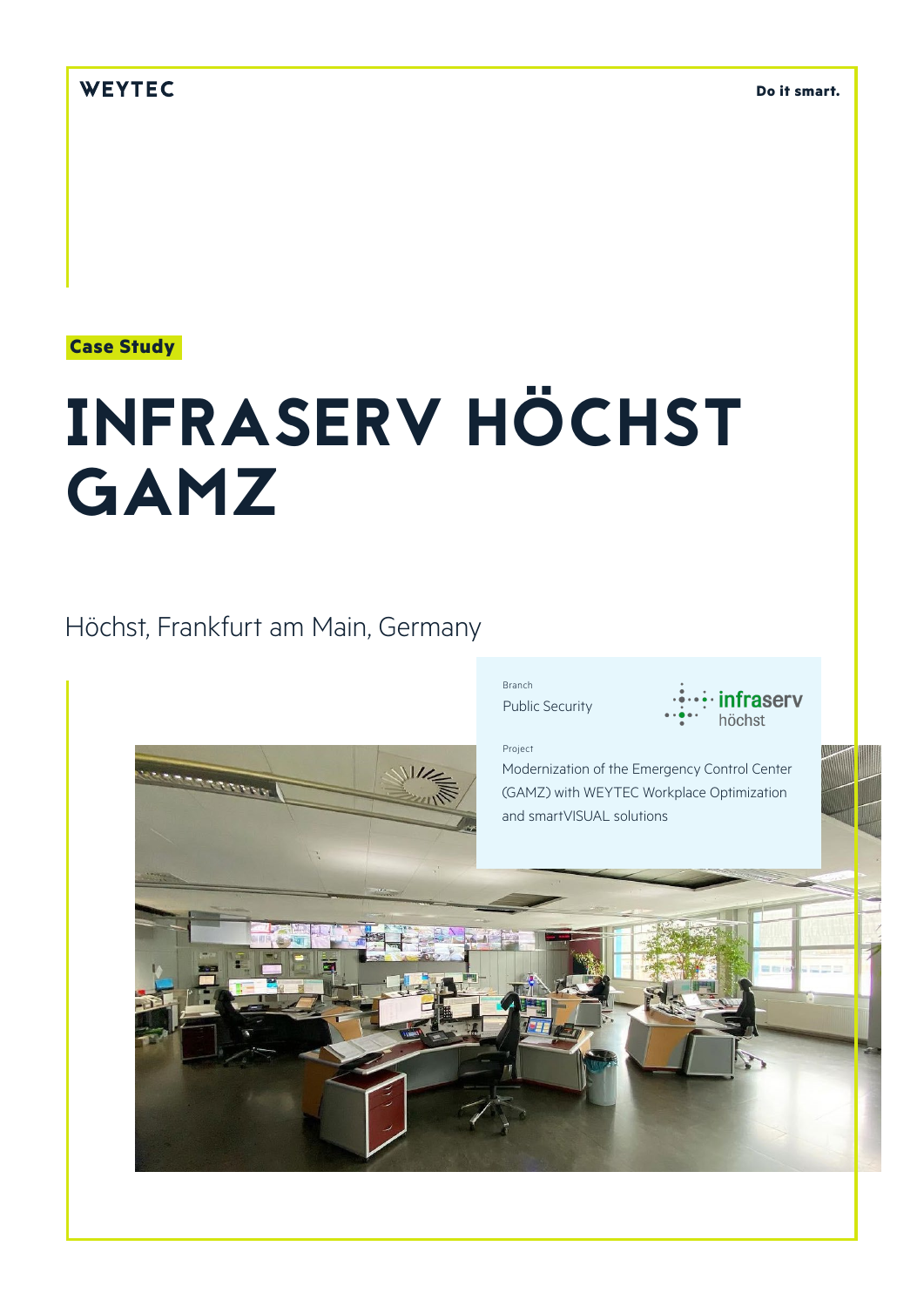WEYTEC

Do it smart.

Case Study

# INFRASERV HÖCHST GAMZ

Höchst, Frankfurt am Main, Germany

Branch

Public Security

Project

Modernization of the Emergency Control Center (GAMZ) with WEYTEC Workplace Optimization and smartVISUAL solutions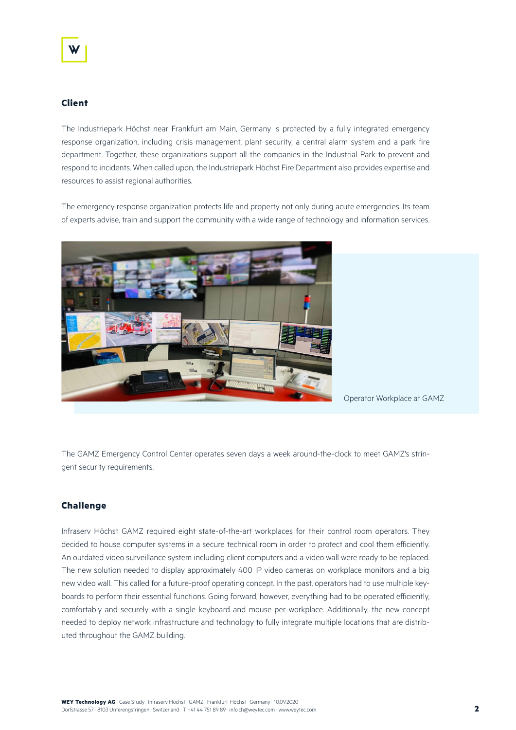## Client

The Industriepark Höchst near Frankfurt am Main, Germany is protected by a fully integrated emergency response organization, including crisis management, plant security, a central alarm system and a park fire department. Together, these organizations support all the companies in the Industrial Park to prevent and respond to incidents. When called upon, the Industriepark Höchst Fire Department also provides expertise and resources to assist regional authorities.

The emergency response organization protects life and property not only during acute emergencies. Its team of experts advise, train and support the community with a wide range of technology and information services.

Operator Workplace at GAMZ

The GAMZ Emergency Control Center operates seven days a week around-the-clock to meet GAMZ's stringent security requirements.

## Challenge

Infraserv Höchst GAMZ required eight state-of-the-art workplaces for their control room operators. They decided to house computer systems in a secure technical room in order to protect and cool them efficiently. An outdated video surveillance system including client computers and a video wall were ready to be replaced. The new solution needed to display approximately 400 IP video cameras on workplace monitors and a big new video wall. This called for a future-proof operating concept. In the past, operators had to use multiple keyboards to perform their essential functions. Going forward, however, everything had to be operated efficiently, comfortably and securely with a single keyboard and mouse per workplace. Additionally, the new concept needed to deploy network infrastructure and technology to fully integrate multiple locations that are distributed throughout the GAMZ building.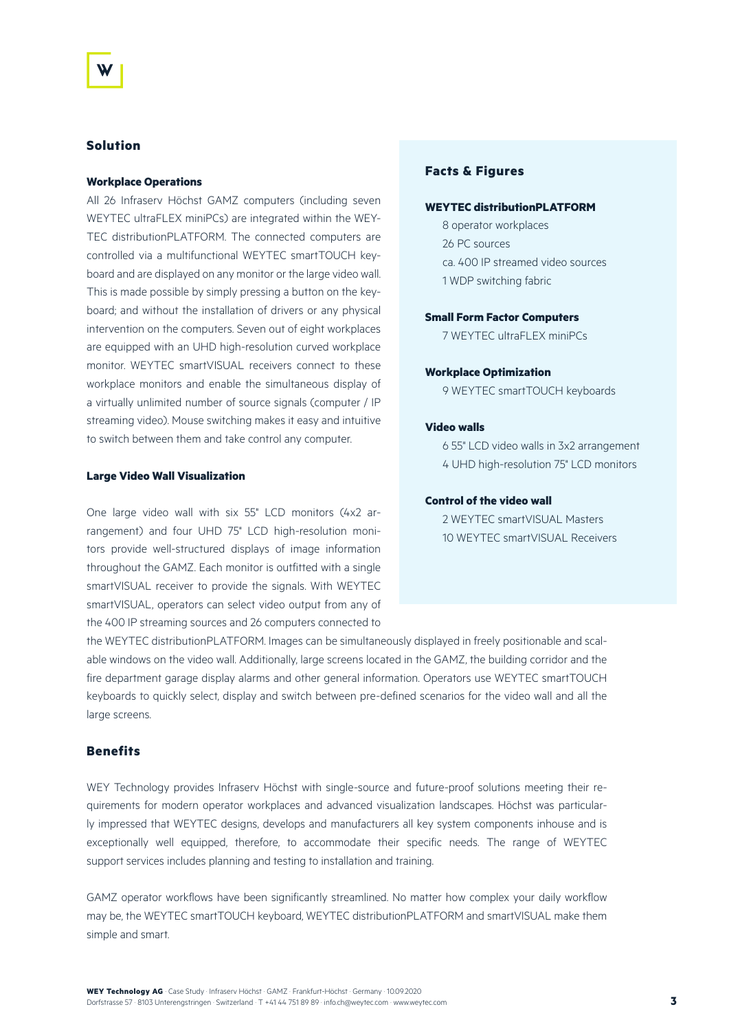## Solution

### Workplace Operations

All 26 Infraserv Höchst GAMZ computers (including seven WEYTEC ultraFLEX miniPCs) are integrated within the WEYTEC distributionPLATFORM. The connected computers are controlled via a multifunctional WEYTEC smartTOUCH keyboard and are displayed on any monitor or the large video wall. This is made possible by simply pressing a button on the keyboard; and without the installation of drivers or any physical intervention on the computers. Seven out of eight workplaces are equipped with an UHD high-resolution curved workplace monitor. WEYTEC smartVISUAL receivers connect to these workplace monitors and enable the simultaneous display of a virtually unlimited number of source signals (computer / IP streaming video). Mouse switching makes it easy and intuitive to switch between them and take control any computer.

### Large Video Wall Visualization

One large video wall with six 55" LCD monitors (4x2 arrangement) and four UHD 75" LCD high-resolution monitors provide well-structured displays of image information throughout the GAMZ. Each monitor is outfitted with a single smartVISUAL receiver to provide the signals. With WEYTEC smartVISUAL, operators can select video output from any of the 400 IP streaming sources and 26 computers connected to the WEYTEC distributionPLATFORM. Images can be simultaneously displayed in freely positionable and scalable windows on the video wall. Additionally, large screens located in the GAMZ, the building corridor and the fire department garage display alarms and other general information. Operators use WEYTEC smartTOUCH keyboards to quickly select, display and switch between pre-defined scenarios for the video wall and all the large screens.

## Facts & Figures

**WEYTEC distributionPLATFORM**

- 8 operator workplaces
- 26 PC sources
- ca. 400 IP streamed video sources
- 1 WDP switching fabric

**Small Form Factor Computers**

- 7 WEYTEC ultraFLEX miniPCs

**Workplace Optimization**

- 9 WEYTEC smartTOUCH keyboards

**Video walls**

- 6 55" LCD video walls in 3x2 arrangement
- 4 UHD high-resolution 75" LCD monitors

**Control of the video wall**

- 2 WEYTEC smartVISUAL Masters
- 10 WEYTEC smartVISUAL Receivers

## Benefits

WEY Technology provides Infraserv Höchst with single-source and future-proof solutions meeting their requirements for modern operator workplaces and advanced visualization landscapes. Höchst was particularly impressed that WEYTEC designs, develops and manufacturers all key system components inhouse and is exceptionally well equipped, therefore, to accommodate their specific needs. The range of WEYTEC support services includes planning and testing to installation and training.

GAMZ operator workflows have been significantly streamlined. No matter how complex your daily workflow may be, the WEYTEC smartTOUCH keyboard, WEYTEC distributionPLATFORM and smartVISUAL make them simple and smart.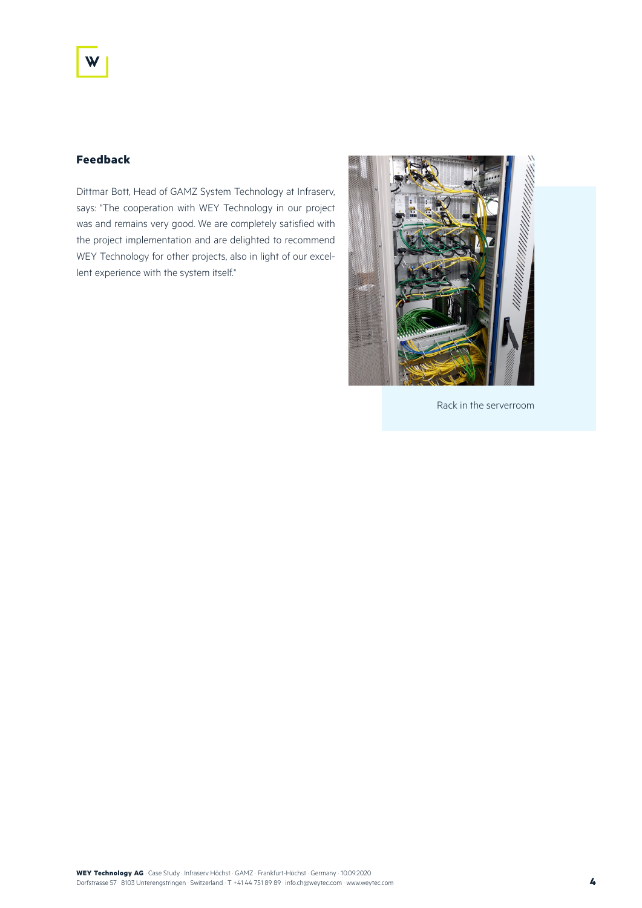## Feedback

Dittmar Bott, Head of GAMZ System Technology at Infraserv, says: "The cooperation with WEY Technology in our project was and remains very good. We are completely satisfied with the project implementation and are delighted to recommend WEY Technology for other projects, also in light of our excellent experience with the system itself."

Rack in the serverroom